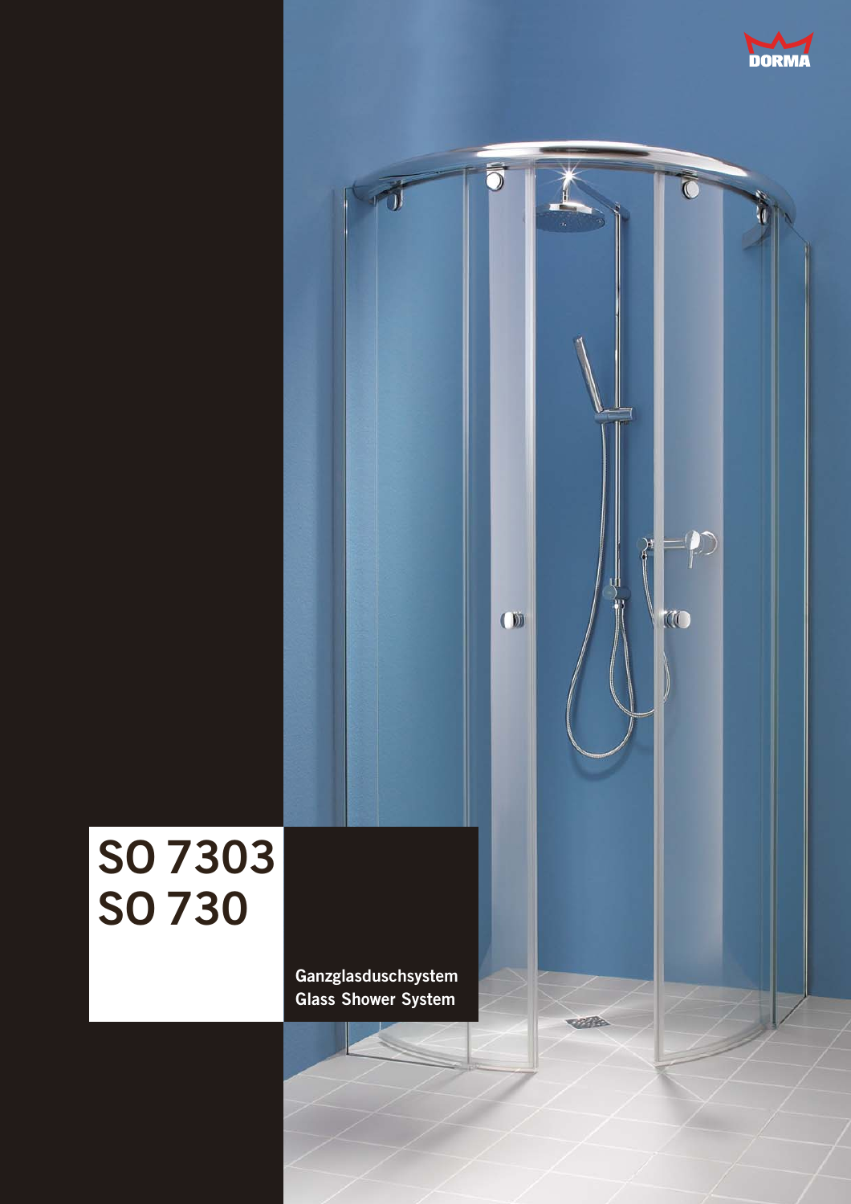DORMA

# SO 7303
# SO 730

**Ganzglasduschsystem**
**Glass Shower System**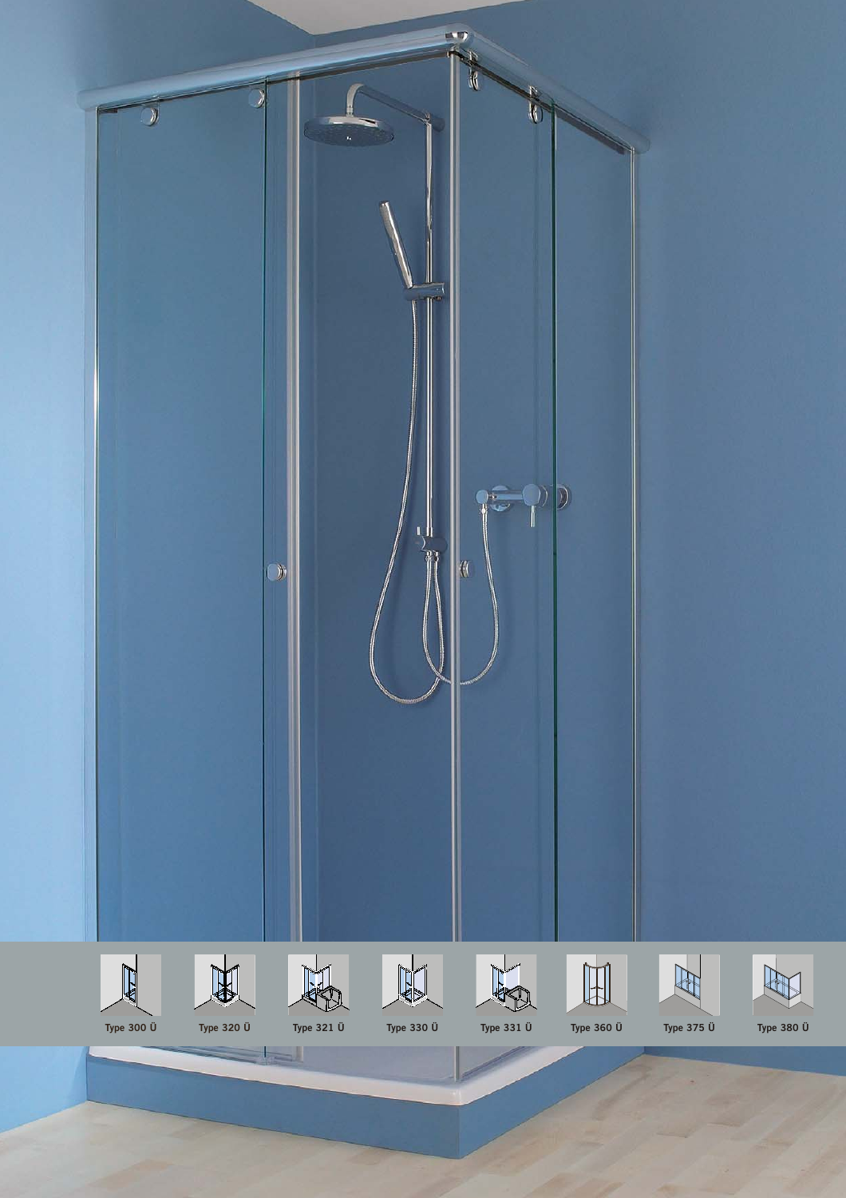Type 300 Ü Type 320 Ü Type 321 Ü Type 330 Ü Type 331 Ü Type 360 Ü Type 375 Ü Type 380 Ü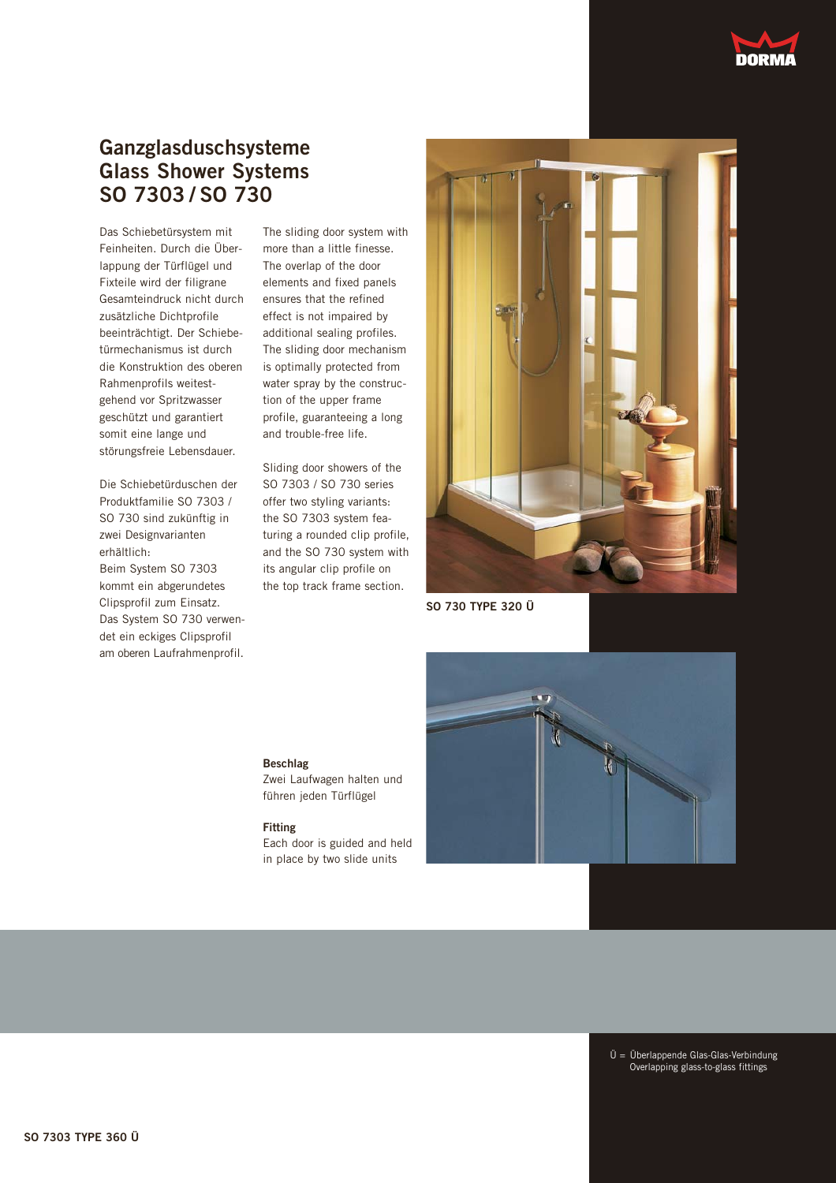# Ganzglasduschsysteme
# Glass Shower Systems
# SO 7303 / SO 730

Das Schiebetürsystem mit Feinheiten. Durch die Überlappung der Türflügel und Fixteile wird der filigrane Gesamteindruck nicht durch zusätzliche Dichtprofile beeinträchtigt. Der Schiebetürmechanismus ist durch die Konstruktion des oberen Rahmenprofils weitestgehend vor Spritzwasser geschützt und garantiert somit eine lange und störungsfreie Lebensdauer.

Die Schiebetürduschen der Produktfamilie SO 7303 / SO 730 sind zukünftig in zwei Designvarianten erhältlich:
Beim System SO 7303 kommt ein abgerundetes Clipsprofil zum Einsatz. Das System SO 730 verwendet ein eckiges Clipsprofil am oberen Laufrahmenprofil.

The sliding door system with more than a little finesse. The overlap of the door elements and fixed panels ensures that the refined effect is not impaired by additional sealing profiles. The sliding door mechanism is optimally protected from water spray by the construction of the upper frame profile, guaranteeing a long and trouble-free life.

Sliding door showers of the SO 7303 / SO 730 series offer two styling variants: the SO 7303 system featuring a rounded clip profile, and the SO 730 system with its angular clip profile on the top track frame section.

**SO 730 TYPE 320 Ü**

**Beschlag**
Zwei Laufwagen halten und führen jeden Türflügel

**Fitting**
Each door is guided and held in place by two slide units

Ü = Überlappende Glas-Glas-Verbindung
Overlapping glass-to-glass fittings

**SO 7303 TYPE 360 Ü**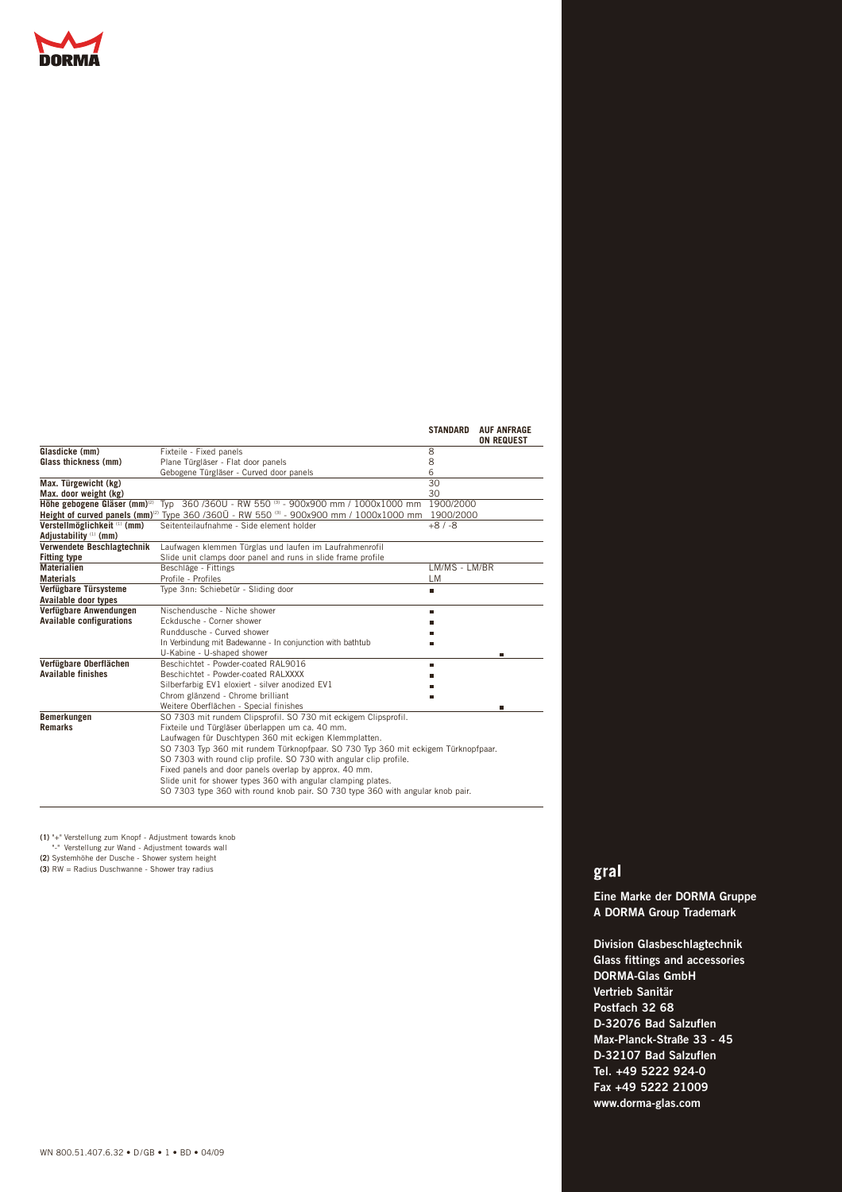DORMA

| | | STANDARD | AUF ANFRAGE ON REQUEST |
|---|---|---|---|
| **Glasdicke (mm)** | Fixteile - Fixed panels | 8 | |
| **Glass thickness (mm)** | Plane Türgläser - Flat door panels | 8 | |
| | Gebogene Türgläser - Curved door panels | 6 | |
| **Max. Türgewicht (kg)** | | 30 | |
| **Max. door weight (kg)** | | 30 | |
| **Höhe gebogene Gläser (mm)**(2) | Typ 360 /360U - RW 550 (3) - 900x900 mm / 1000x1000 mm | 1900/2000 | |
| **Height of curved panels (mm)**(2) | Type 360 /360Ü - RW 550 (3) - 900x900 mm / 1000x1000 mm | 1900/2000 | |
| **Verstellmöglichkeit (1) (mm)** | Seitenteilaufnahme - Side element holder | +8 / -8 | |
| **Adjustability (1) (mm)** | | | |
| **Verwendete Beschlagtechnik** | Laufwagen klemmen Türglas und laufen im Laufrahmenrofil | | |
| **Fitting type** | Slide unit clamps door panel and runs in slide frame profile | | |
| **Materialien** | Beschläge - Fittings | LM/MS - LM/BR | |
| **Materials** | Profile - Profiles | LM | |
| **Verfügbare Türsysteme** | Type 3nn: Schiebetür - Sliding door | ■ | |
| **Available door types** | | | |
| **Verfügbare Anwendungen** | Nischendusche - Niche shower | ■ | |
| **Available configurations** | Eckdusche - Corner shower | ■ | |
| | Runddusche - Curved shower | ■ | |
| | In Verbindung mit Badewanne - In conjunction with bathtub | ■ | |
| | U-Kabine - U-shaped shower | | ■ |
| **Verfügbare Oberflächen** | Beschichtet - Powder-coated RAL9016 | ■ | |
| **Available finishes** | Beschichtet - Powder-coated RALXXXX | ■ | |
| | Silberfarbig EV1 eloxiert - silver anodized EV1 | ■ | |
| | Chrom glänzend - Chrome brilliant | ■ | |
| | Weitere Oberflächen - Special finishes | | ■ |
| **Bemerkungen** | SO 7303 mit rundem Clipsprofil. SO 730 mit eckigem Clipsprofil. | | |
| **Remarks** | Fixteile und Türgläser überlappen um ca. 40 mm. | | |
| | Laufwagen für Duschtypen 360 mit eckigen Klemmplatten. | | |
| | SO 7303 Typ 360 mit rundem Türknopfpaar. SO 730 Typ 360 mit eckigem Türknopfpaar. | | |
| | SO 7303 with round clip profile. SO 730 with angular clip profile. | | |
| | Fixed panels and door panels overlap by approx. 40 mm. | | |
| | Slide unit for shower types 360 with angular clamping plates. | | |
| | SO 7303 type 360 with round knob pair. SO 730 type 360 with angular knob pair. | | |

**(1)** "+" Verstellung zum Knopf - Adjustment towards knob
"-" Verstellung zur Wand - Adjustment towards wall
**(2)** Systemhöhe der Dusche - Shower system height
**(3)** RW = Radius Duschwanne - Shower tray radius

WN 800.51.407.6.32 • D/GB • 1 • BD • 04/09

## gral

**Eine Marke der DORMA Gruppe**
**A DORMA Group Trademark**

**Division Glasbeschlagtechnik**
**Glass fittings and accessories**
**DORMA-Glas GmbH**
**Vertrieb Sanitär**
**Postfach 32 68**
**D-32076 Bad Salzuflen**
**Max-Planck-Straße 33 - 45**
**D-32107 Bad Salzuflen**
**Tel. +49 5222 924-0**
**Fax +49 5222 21009**
**www.dorma-glas.com**